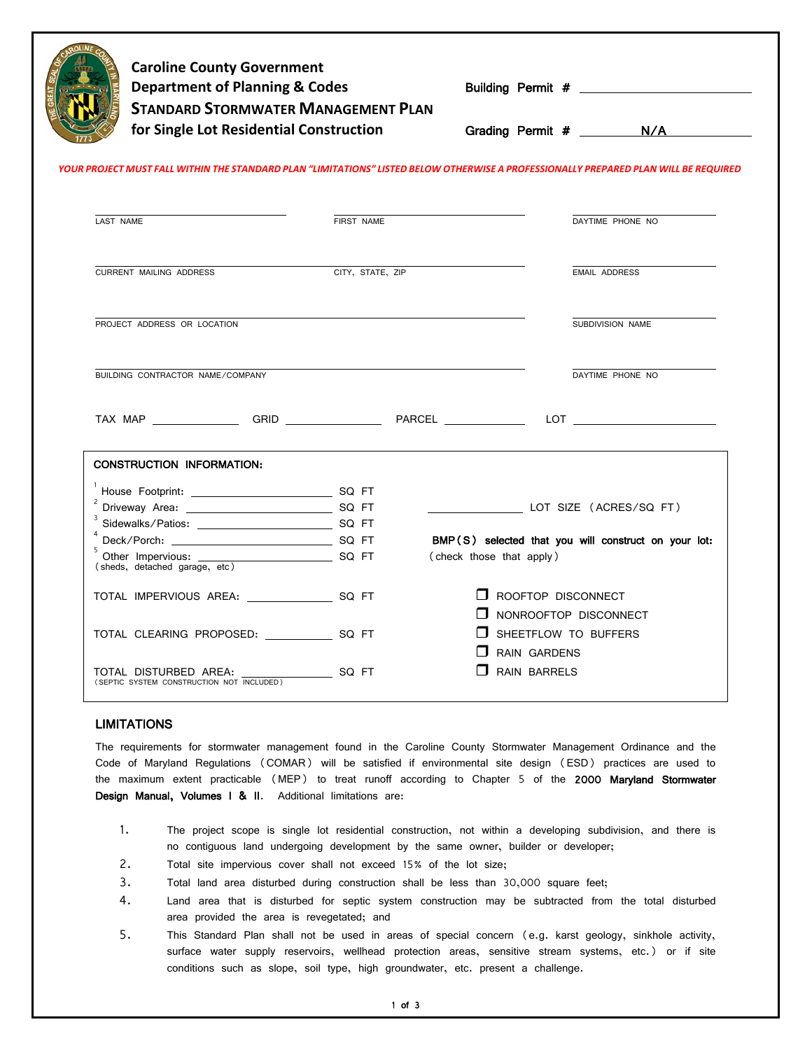**Caroline County Government**
**Department of Planning & Codes**
**STANDARD STORMWATER MANAGEMENT PLAN**
**for Single Lot Residential Construction**

Building Permit # ______________________

Grading Permit # N/A

***YOUR PROJECT MUST FALL WITHIN THE STANDARD PLAN "LIMITATIONS" LISTED BELOW OTHERWISE A PROFESSIONALLY PREPARED PLAN WILL BE REQUIRED***

| | | |
|---|---|---|
| LAST NAME | FIRST NAME | DAYTIME PHONE NO |
| CURRENT MAILING ADDRESS | CITY, STATE, ZIP | EMAIL ADDRESS |
| PROJECT ADDRESS OR LOCATION | | SUBDIVISION NAME |
| BUILDING CONTRACTOR NAME/COMPANY | | DAYTIME PHONE NO |

TAX MAP ____________ GRID ______________ PARCEL ____________ LOT ____________________

**CONSTRUCTION INFORMATION:**

[1] House Footprint: ____________________ SQ FT

[2] Driveway Area: ____________________ SQ FT

[3] Sidewalks/Patios: ____________________ SQ FT

[4] Deck/Porch: ____________________ SQ FT

[5] Other Impervious: ____________________ SQ FT
(sheds, detached garage, etc)

TOTAL IMPERVIOUS AREA: ____________ SQ FT

TOTAL CLEARING PROPOSED: ____________ SQ FT

TOTAL DISTURBED AREA: ____________ SQ FT
(SEPTIC SYSTEM CONSTRUCTION NOT INCLUDED)

______________ LOT SIZE (ACRES/SQ FT)

**BMP(S) selected that you will construct on your lot:**
(check those that apply)

- ☐ ROOFTOP DISCONNECT
- ☐ NONROOFTOP DISCONNECT
- ☐ SHEETFLOW TO BUFFERS
- ☐ RAIN GARDENS
- ☐ RAIN BARRELS

## LIMITATIONS

The requirements for stormwater management found in the Caroline County Stormwater Management Ordinance and the Code of Maryland Regulations (COMAR) will be satisfied if environmental site design (ESD) practices are used to the maximum extent practicable (MEP) to treat runoff according to Chapter 5 of the **2000 Maryland Stormwater Design Manual, Volumes I & II**. Additional limitations are:

1. The project scope is single lot residential construction, not within a developing subdivision, and there is no contiguous land undergoing development by the same owner, builder or developer;
2. Total site impervious cover shall not exceed 15% of the lot size;
3. Total land area disturbed during construction shall be less than 30,000 square feet;
4. Land area that is disturbed for septic system construction may be subtracted from the total disturbed area provided the area is revegetated; and
5. This Standard Plan shall not be used in areas of special concern (e.g. karst geology, sinkhole activity, surface water supply reservoirs, wellhead protection areas, sensitive stream systems, etc.) or if site conditions such as slope, soil type, high groundwater, etc. present a challenge.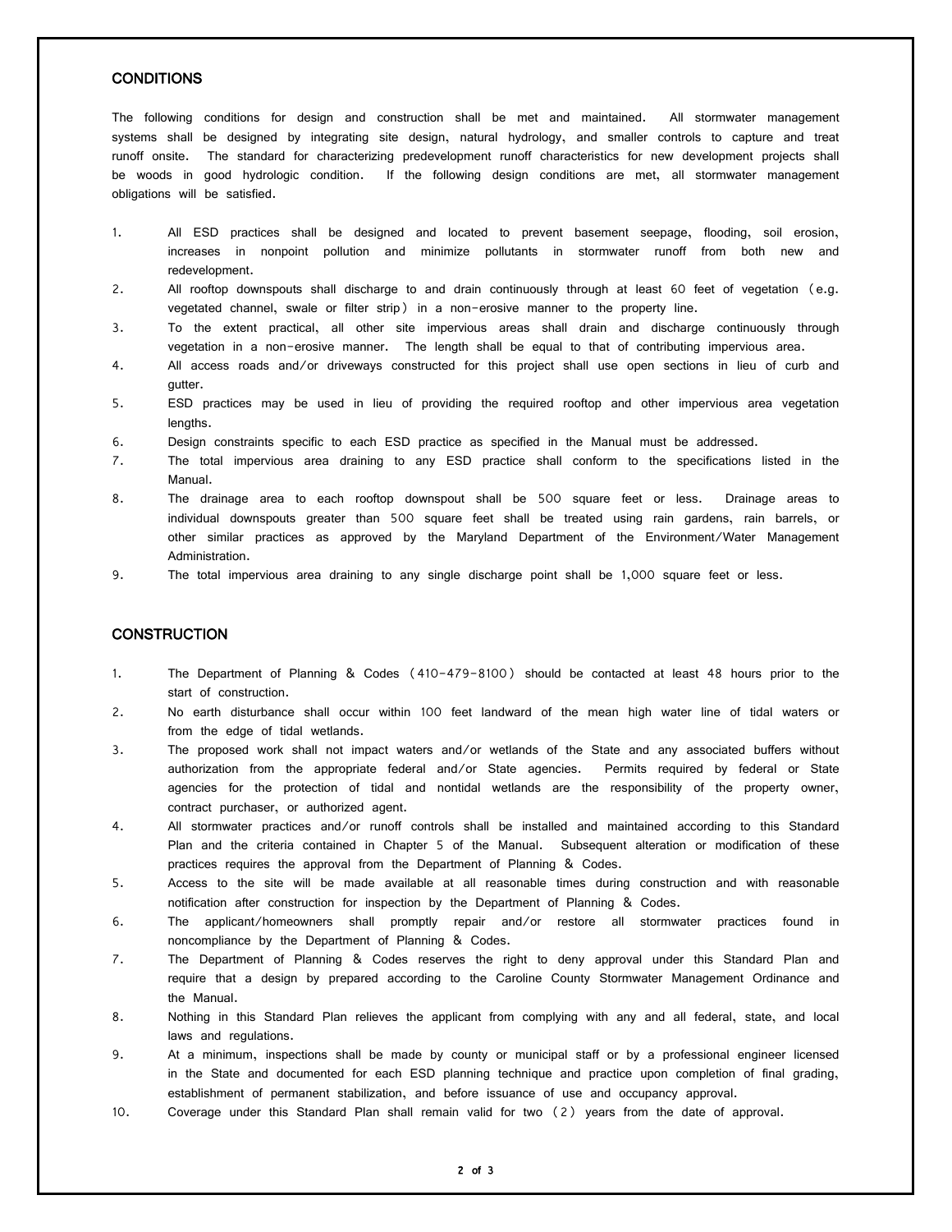## CONDITIONS

The following conditions for design and construction shall be met and maintained. All stormwater management systems shall be designed by integrating site design, natural hydrology, and smaller controls to capture and treat runoff onsite. The standard for characterizing predevelopment runoff characteristics for new development projects shall be woods in good hydrologic condition. If the following design conditions are met, all stormwater management obligations will be satisfied.

1. All ESD practices shall be designed and located to prevent basement seepage, flooding, soil erosion, increases in nonpoint pollution and minimize pollutants in stormwater runoff from both new and redevelopment.
2. All rooftop downspouts shall discharge to and drain continuously through at least 60 feet of vegetation (e.g. vegetated channel, swale or filter strip) in a non-erosive manner to the property line.
3. To the extent practical, all other site impervious areas shall drain and discharge continuously through vegetation in a non-erosive manner. The length shall be equal to that of contributing impervious area.
4. All access roads and/or driveways constructed for this project shall use open sections in lieu of curb and gutter.
5. ESD practices may be used in lieu of providing the required rooftop and other impervious area vegetation lengths.
6. Design constraints specific to each ESD practice as specified in the Manual must be addressed.
7. The total impervious area draining to any ESD practice shall conform to the specifications listed in the Manual.
8. The drainage area to each rooftop downspout shall be 500 square feet or less. Drainage areas to individual downspouts greater than 500 square feet shall be treated using rain gardens, rain barrels, or other similar practices as approved by the Maryland Department of the Environment/Water Management Administration.
9. The total impervious area draining to any single discharge point shall be 1,000 square feet or less.

## CONSTRUCTION

1. The Department of Planning & Codes (410-479-8100) should be contacted at least 48 hours prior to the start of construction.
2. No earth disturbance shall occur within 100 feet landward of the mean high water line of tidal waters or from the edge of tidal wetlands.
3. The proposed work shall not impact waters and/or wetlands of the State and any associated buffers without authorization from the appropriate federal and/or State agencies. Permits required by federal or State agencies for the protection of tidal and nontidal wetlands are the responsibility of the property owner, contract purchaser, or authorized agent.
4. All stormwater practices and/or runoff controls shall be installed and maintained according to this Standard Plan and the criteria contained in Chapter 5 of the Manual. Subsequent alteration or modification of these practices requires the approval from the Department of Planning & Codes.
5. Access to the site will be made available at all reasonable times during construction and with reasonable notification after construction for inspection by the Department of Planning & Codes.
6. The applicant/homeowners shall promptly repair and/or restore all stormwater practices found in noncompliance by the Department of Planning & Codes.
7. The Department of Planning & Codes reserves the right to deny approval under this Standard Plan and require that a design by prepared according to the Caroline County Stormwater Management Ordinance and the Manual.
8. Nothing in this Standard Plan relieves the applicant from complying with any and all federal, state, and local laws and regulations.
9. At a minimum, inspections shall be made by county or municipal staff or by a professional engineer licensed in the State and documented for each ESD planning technique and practice upon completion of final grading, establishment of permanent stabilization, and before issuance of use and occupancy approval.
10. Coverage under this Standard Plan shall remain valid for two (2) years from the date of approval.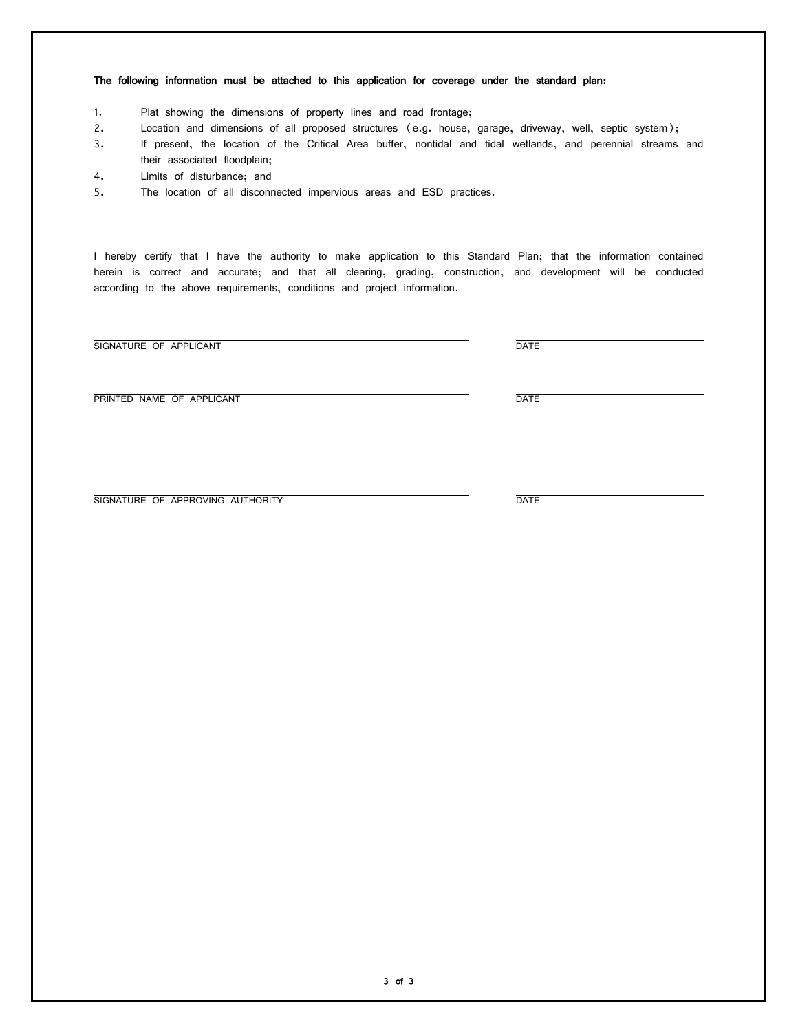**The following information must be attached to this application for coverage under the standard plan:**

1. Plat showing the dimensions of property lines and road frontage;
2. Location and dimensions of all proposed structures (e.g. house, garage, driveway, well, septic system);
3. If present, the location of the Critical Area buffer, nontidal and tidal wetlands, and perennial streams and their associated floodplain;
4. Limits of disturbance; and
5. The location of all disconnected impervious areas and ESD practices.

I hereby certify that I have the authority to make application to this Standard Plan; that the information contained herein is correct and accurate; and that all clearing, grading, construction, and development will be conducted according to the above requirements, conditions and project information.

SIGNATURE OF APPLICANT ____________________ DATE ____________

PRINTED NAME OF APPLICANT ____________________ DATE ____________

SIGNATURE OF APPROVING AUTHORITY ____________________ DATE ____________